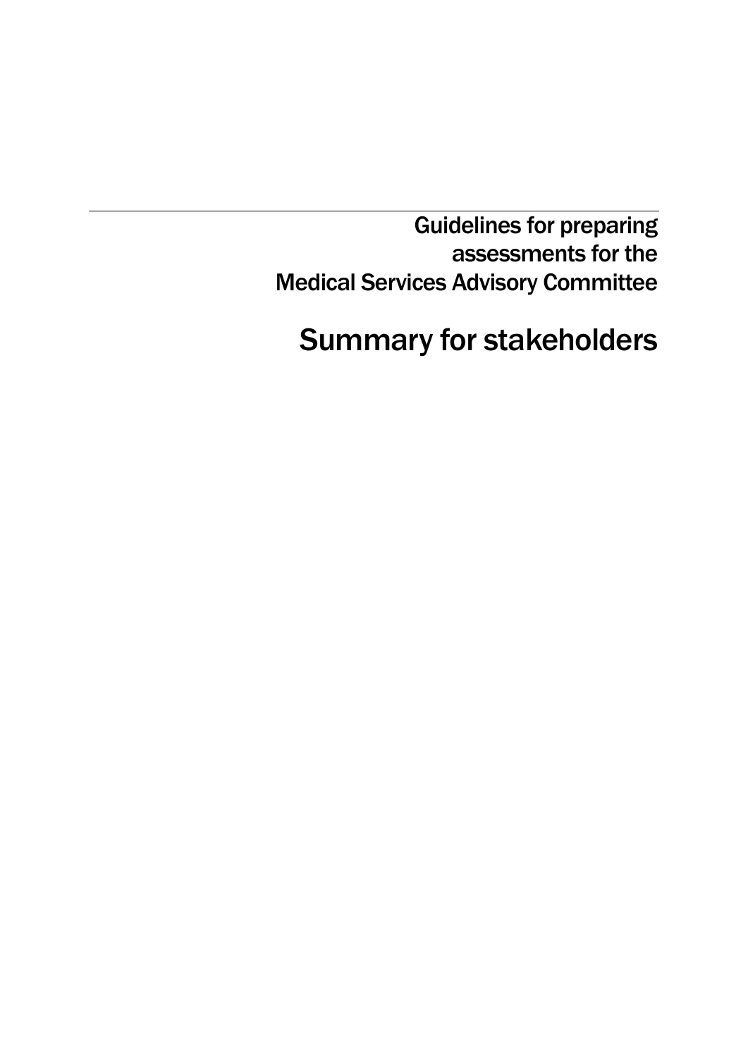# Guidelines for preparing assessments for the Medical Services Advisory Committee

## Summary for stakeholders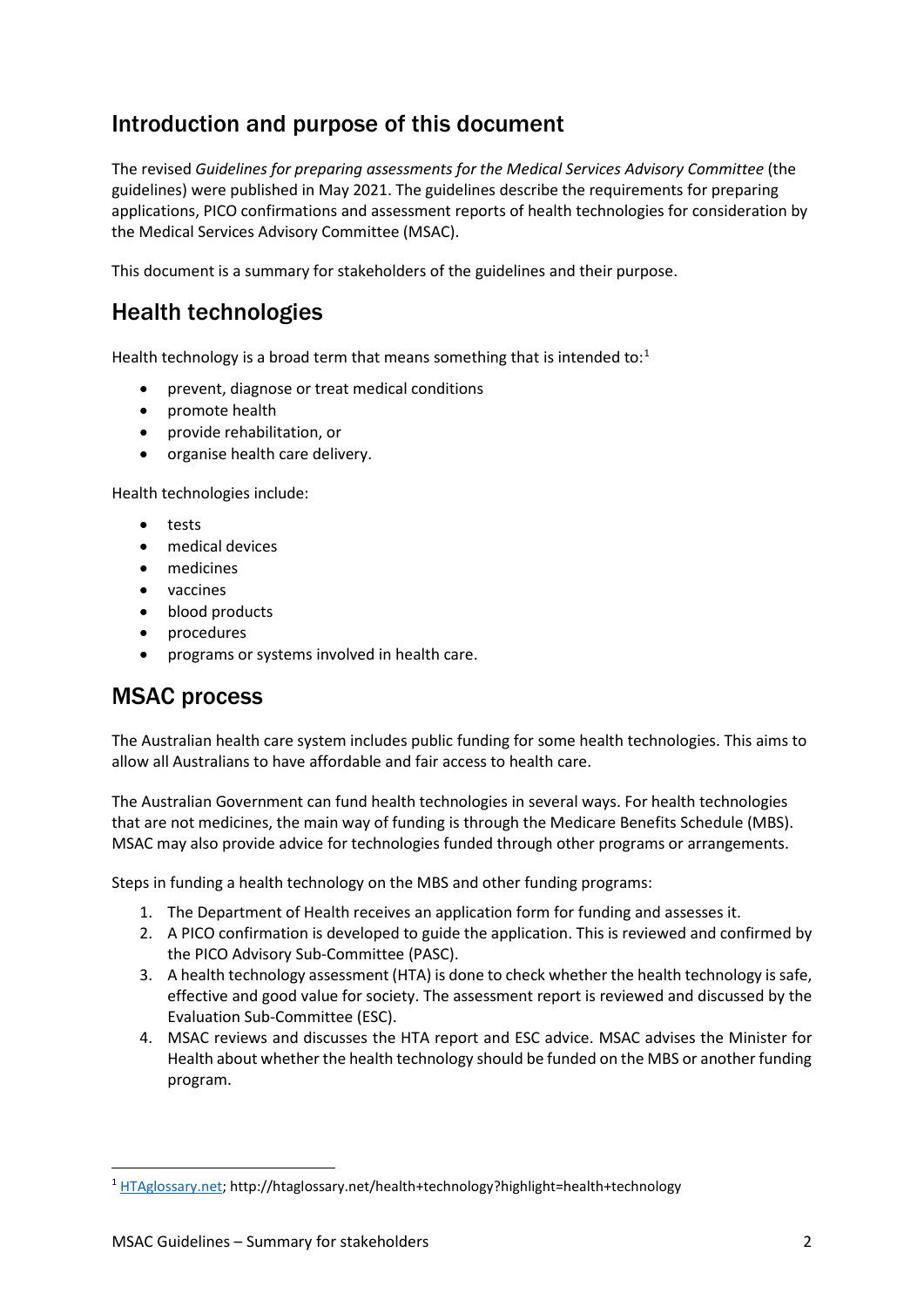## Introduction and purpose of this document

The revised *Guidelines for preparing assessments for the Medical Services Advisory Committee* (the guidelines) were published in May 2021. The guidelines describe the requirements for preparing applications, PICO confirmations and assessment reports of health technologies for consideration by the Medical Services Advisory Committee (MSAC).

This document is a summary for stakeholders of the guidelines and their purpose.

## Health technologies

Health technology is a broad term that means something that is intended to:[1]

- prevent, diagnose or treat medical conditions
- promote health
- provide rehabilitation, or
- organise health care delivery.

Health technologies include:

- tests
- medical devices
- medicines
- vaccines
- blood products
- procedures
- programs or systems involved in health care.

## MSAC process

The Australian health care system includes public funding for some health technologies. This aims to allow all Australians to have affordable and fair access to health care.

The Australian Government can fund health technologies in several ways. For health technologies that are not medicines, the main way of funding is through the Medicare Benefits Schedule (MBS). MSAC may also provide advice for technologies funded through other programs or arrangements.

Steps in funding a health technology on the MBS and other funding programs:

1. The Department of Health receives an application form for funding and assesses it.
2. A PICO confirmation is developed to guide the application. This is reviewed and confirmed by the PICO Advisory Sub-Committee (PASC).
3. A health technology assessment (HTA) is done to check whether the health technology is safe, effective and good value for society. The assessment report is reviewed and discussed by the Evaluation Sub-Committee (ESC).
4. MSAC reviews and discusses the HTA report and ESC advice. MSAC advises the Minister for Health about whether the health technology should be funded on the MBS or another funding program.

[1] HTAglossary.net; http://htaglossary.net/health+technology?highlight=health+technology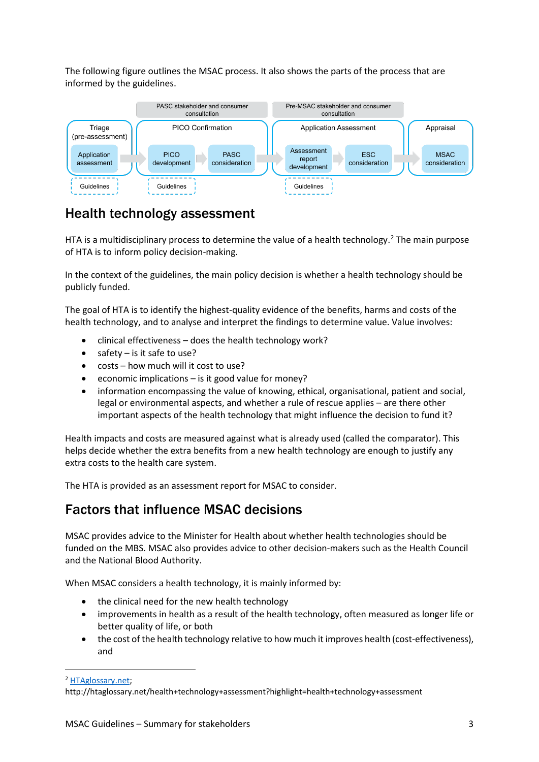The following figure outlines the MSAC process. It also shows the parts of the process that are informed by the guidelines.

| Triage (pre-assessment) | PICO Confirmation | | Application Assessment | | Appraisal |
|---|---|---|---|---|---|
| | PASC stakeholder and consumer consultation | | Pre-MSAC stakeholder and consumer consultation | | |
| Application assessment | PICO development | PASC consideration | Assessment report development | ESC consideration | MSAC consideration |
| Guidelines | Guidelines | | Guidelines | | |

## Health technology assessment

HTA is a multidisciplinary process to determine the value of a health technology.[2] The main purpose of HTA is to inform policy decision-making.

In the context of the guidelines, the main policy decision is whether a health technology should be publicly funded.

The goal of HTA is to identify the highest-quality evidence of the benefits, harms and costs of the health technology, and to analyse and interpret the findings to determine value. Value involves:

- clinical effectiveness – does the health technology work?
- safety – is it safe to use?
- costs – how much will it cost to use?
- economic implications – is it good value for money?
- information encompassing the value of knowing, ethical, organisational, patient and social, legal or environmental aspects, and whether a rule of rescue applies – are there other important aspects of the health technology that might influence the decision to fund it?

Health impacts and costs are measured against what is already used (called the comparator). This helps decide whether the extra benefits from a new health technology are enough to justify any extra costs to the health care system.

The HTA is provided as an assessment report for MSAC to consider.

## Factors that influence MSAC decisions

MSAC provides advice to the Minister for Health about whether health technologies should be funded on the MBS. MSAC also provides advice to other decision-makers such as the Health Council and the National Blood Authority.

When MSAC considers a health technology, it is mainly informed by:

- the clinical need for the new health technology
- improvements in health as a result of the health technology, often measured as longer life or better quality of life, or both
- the cost of the health technology relative to how much it improves health (cost-effectiveness), and

---

[2] HTAglossary.net; http://htaglossary.net/health+technology+assessment?highlight=health+technology+assessment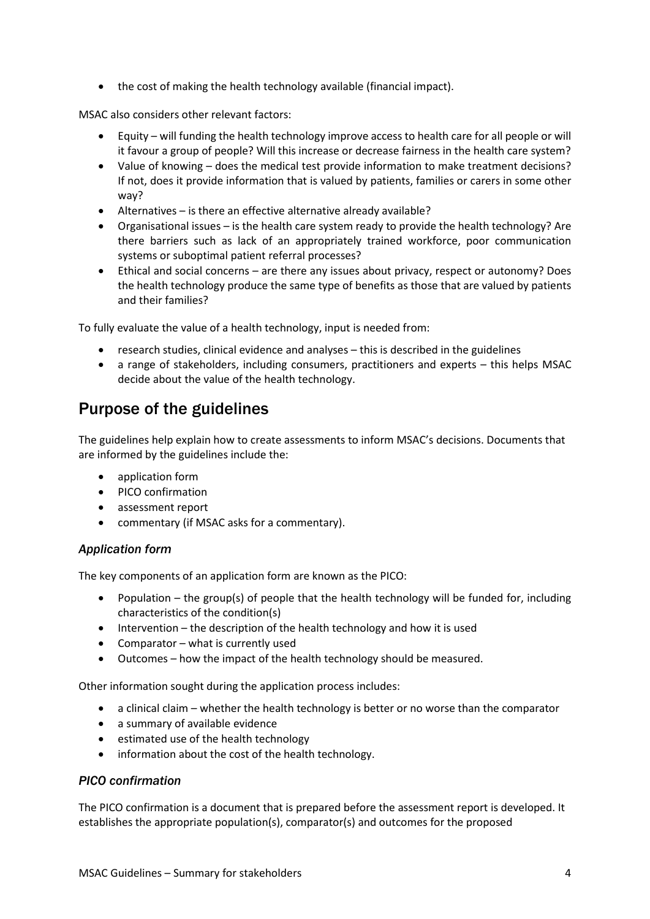- the cost of making the health technology available (financial impact).

MSAC also considers other relevant factors:

- Equity – will funding the health technology improve access to health care for all people or will it favour a group of people? Will this increase or decrease fairness in the health care system?
- Value of knowing – does the medical test provide information to make treatment decisions? If not, does it provide information that is valued by patients, families or carers in some other way?
- Alternatives – is there an effective alternative already available?
- Organisational issues – is the health care system ready to provide the health technology? Are there barriers such as lack of an appropriately trained workforce, poor communication systems or suboptimal patient referral processes?
- Ethical and social concerns – are there any issues about privacy, respect or autonomy? Does the health technology produce the same type of benefits as those that are valued by patients and their families?

To fully evaluate the value of a health technology, input is needed from:

- research studies, clinical evidence and analyses – this is described in the guidelines
- a range of stakeholders, including consumers, practitioners and experts – this helps MSAC decide about the value of the health technology.

## Purpose of the guidelines

The guidelines help explain how to create assessments to inform MSAC's decisions. Documents that are informed by the guidelines include the:

- application form
- PICO confirmation
- assessment report
- commentary (if MSAC asks for a commentary).

### *Application form*

The key components of an application form are known as the PICO:

- Population – the group(s) of people that the health technology will be funded for, including characteristics of the condition(s)
- Intervention – the description of the health technology and how it is used
- Comparator – what is currently used
- Outcomes – how the impact of the health technology should be measured.

Other information sought during the application process includes:

- a clinical claim – whether the health technology is better or no worse than the comparator
- a summary of available evidence
- estimated use of the health technology
- information about the cost of the health technology.

### *PICO confirmation*

The PICO confirmation is a document that is prepared before the assessment report is developed. It establishes the appropriate population(s), comparator(s) and outcomes for the proposed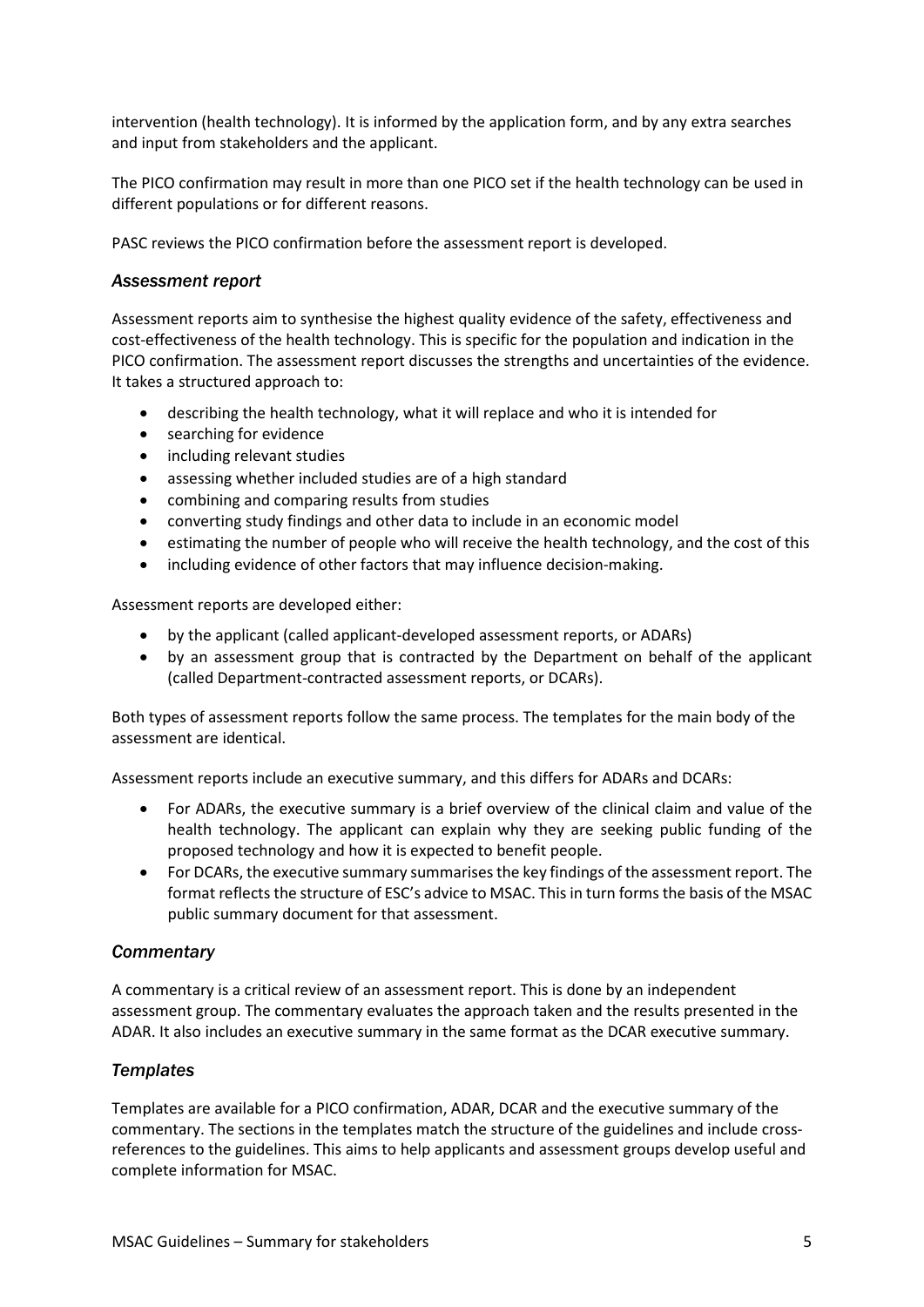intervention (health technology). It is informed by the application form, and by any extra searches and input from stakeholders and the applicant.

The PICO confirmation may result in more than one PICO set if the health technology can be used in different populations or for different reasons.

PASC reviews the PICO confirmation before the assessment report is developed.

### *Assessment report*

Assessment reports aim to synthesise the highest quality evidence of the safety, effectiveness and cost-effectiveness of the health technology. This is specific for the population and indication in the PICO confirmation. The assessment report discusses the strengths and uncertainties of the evidence. It takes a structured approach to:

- describing the health technology, what it will replace and who it is intended for
- searching for evidence
- including relevant studies
- assessing whether included studies are of a high standard
- combining and comparing results from studies
- converting study findings and other data to include in an economic model
- estimating the number of people who will receive the health technology, and the cost of this
- including evidence of other factors that may influence decision-making.

Assessment reports are developed either:

- by the applicant (called applicant-developed assessment reports, or ADARs)
- by an assessment group that is contracted by the Department on behalf of the applicant (called Department-contracted assessment reports, or DCARs).

Both types of assessment reports follow the same process. The templates for the main body of the assessment are identical.

Assessment reports include an executive summary, and this differs for ADARs and DCARs:

- For ADARs, the executive summary is a brief overview of the clinical claim and value of the health technology. The applicant can explain why they are seeking public funding of the proposed technology and how it is expected to benefit people.
- For DCARs, the executive summary summarises the key findings of the assessment report. The format reflects the structure of ESC's advice to MSAC. This in turn forms the basis of the MSAC public summary document for that assessment.

### *Commentary*

A commentary is a critical review of an assessment report. This is done by an independent assessment group. The commentary evaluates the approach taken and the results presented in the ADAR. It also includes an executive summary in the same format as the DCAR executive summary.

### *Templates*

Templates are available for a PICO confirmation, ADAR, DCAR and the executive summary of the commentary. The sections in the templates match the structure of the guidelines and include cross-references to the guidelines. This aims to help applicants and assessment groups develop useful and complete information for MSAC.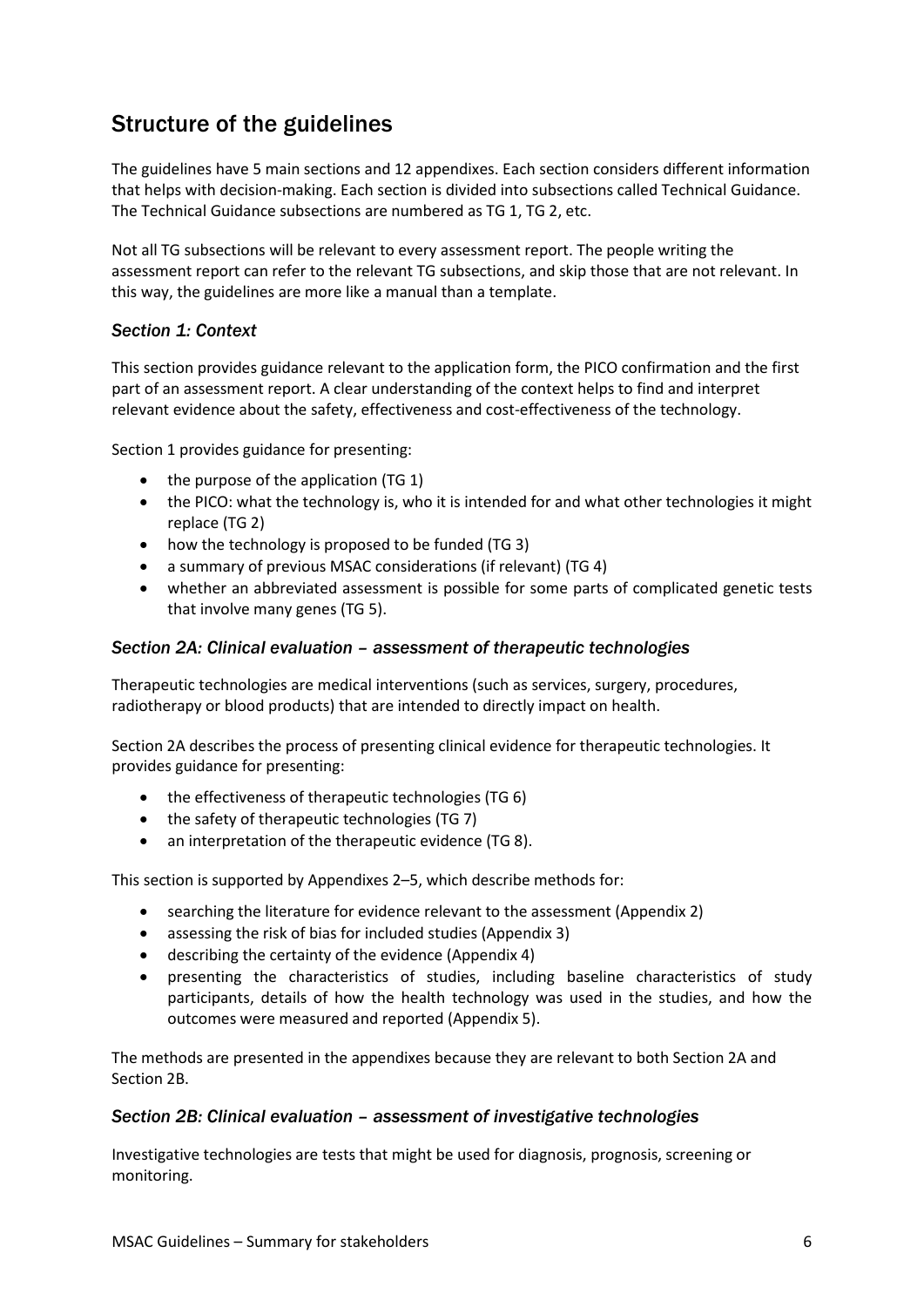## Structure of the guidelines

The guidelines have 5 main sections and 12 appendixes. Each section considers different information that helps with decision-making. Each section is divided into subsections called Technical Guidance. The Technical Guidance subsections are numbered as TG 1, TG 2, etc.

Not all TG subsections will be relevant to every assessment report. The people writing the assessment report can refer to the relevant TG subsections, and skip those that are not relevant. In this way, the guidelines are more like a manual than a template.

### *Section 1: Context*

This section provides guidance relevant to the application form, the PICO confirmation and the first part of an assessment report. A clear understanding of the context helps to find and interpret relevant evidence about the safety, effectiveness and cost-effectiveness of the technology.

Section 1 provides guidance for presenting:

- the purpose of the application (TG 1)
- the PICO: what the technology is, who it is intended for and what other technologies it might replace (TG 2)
- how the technology is proposed to be funded (TG 3)
- a summary of previous MSAC considerations (if relevant) (TG 4)
- whether an abbreviated assessment is possible for some parts of complicated genetic tests that involve many genes (TG 5).

### *Section 2A: Clinical evaluation – assessment of therapeutic technologies*

Therapeutic technologies are medical interventions (such as services, surgery, procedures, radiotherapy or blood products) that are intended to directly impact on health.

Section 2A describes the process of presenting clinical evidence for therapeutic technologies. It provides guidance for presenting:

- the effectiveness of therapeutic technologies (TG 6)
- the safety of therapeutic technologies (TG 7)
- an interpretation of the therapeutic evidence (TG 8).

This section is supported by Appendixes 2–5, which describe methods for:

- searching the literature for evidence relevant to the assessment (Appendix 2)
- assessing the risk of bias for included studies (Appendix 3)
- describing the certainty of the evidence (Appendix 4)
- presenting the characteristics of studies, including baseline characteristics of study participants, details of how the health technology was used in the studies, and how the outcomes were measured and reported (Appendix 5).

The methods are presented in the appendixes because they are relevant to both Section 2A and Section 2B.

### *Section 2B: Clinical evaluation – assessment of investigative technologies*

Investigative technologies are tests that might be used for diagnosis, prognosis, screening or monitoring.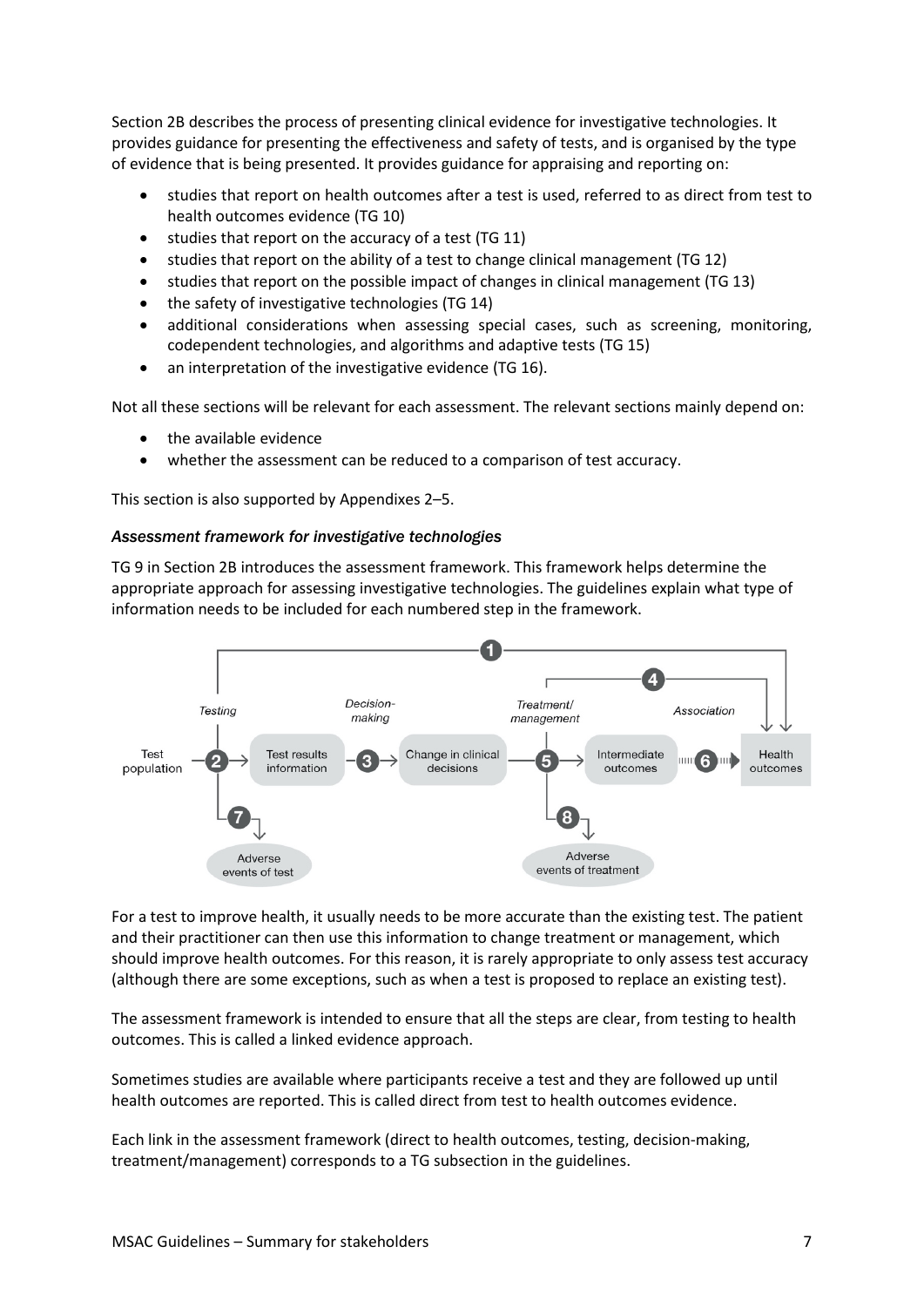Section 2B describes the process of presenting clinical evidence for investigative technologies. It provides guidance for presenting the effectiveness and safety of tests, and is organised by the type of evidence that is being presented. It provides guidance for appraising and reporting on:

- studies that report on health outcomes after a test is used, referred to as direct from test to health outcomes evidence (TG 10)
- studies that report on the accuracy of a test (TG 11)
- studies that report on the ability of a test to change clinical management (TG 12)
- studies that report on the possible impact of changes in clinical management (TG 13)
- the safety of investigative technologies (TG 14)
- additional considerations when assessing special cases, such as screening, monitoring, codependent technologies, and algorithms and adaptive tests (TG 15)
- an interpretation of the investigative evidence (TG 16).

Not all these sections will be relevant for each assessment. The relevant sections mainly depend on:

- the available evidence
- whether the assessment can be reduced to a comparison of test accuracy.

This section is also supported by Appendixes 2–5.

### *Assessment framework for investigative technologies*

TG 9 in Section 2B introduces the assessment framework. This framework helps determine the appropriate approach for assessing investigative technologies. The guidelines explain what type of information needs to be included for each numbered step in the framework.

For a test to improve health, it usually needs to be more accurate than the existing test. The patient and their practitioner can then use this information to change treatment or management, which should improve health outcomes. For this reason, it is rarely appropriate to only assess test accuracy (although there are some exceptions, such as when a test is proposed to replace an existing test).

The assessment framework is intended to ensure that all the steps are clear, from testing to health outcomes. This is called a linked evidence approach.

Sometimes studies are available where participants receive a test and they are followed up until health outcomes are reported. This is called direct from test to health outcomes evidence.

Each link in the assessment framework (direct to health outcomes, testing, decision-making, treatment/management) corresponds to a TG subsection in the guidelines.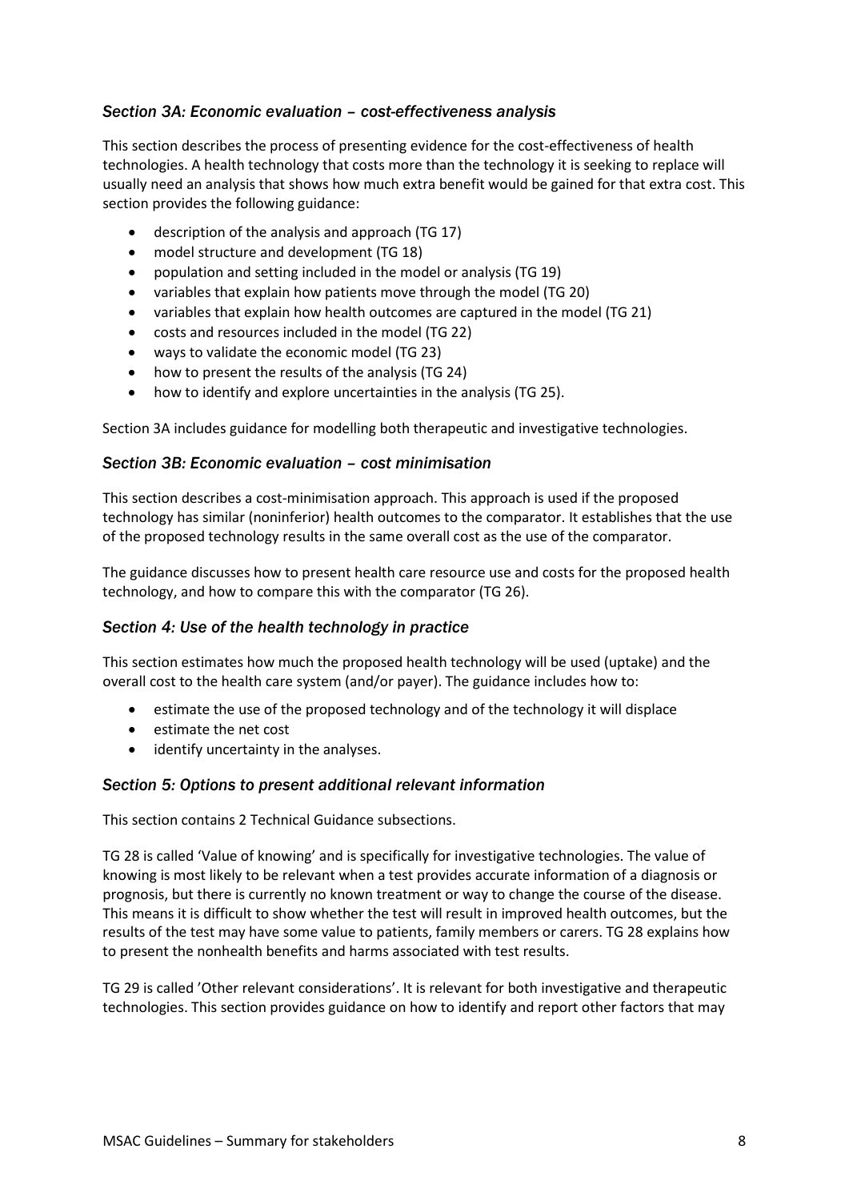### *Section 3A: Economic evaluation – cost-effectiveness analysis*

This section describes the process of presenting evidence for the cost-effectiveness of health technologies. A health technology that costs more than the technology it is seeking to replace will usually need an analysis that shows how much extra benefit would be gained for that extra cost. This section provides the following guidance:

- description of the analysis and approach (TG 17)
- model structure and development (TG 18)
- population and setting included in the model or analysis (TG 19)
- variables that explain how patients move through the model (TG 20)
- variables that explain how health outcomes are captured in the model (TG 21)
- costs and resources included in the model (TG 22)
- ways to validate the economic model (TG 23)
- how to present the results of the analysis (TG 24)
- how to identify and explore uncertainties in the analysis (TG 25).

Section 3A includes guidance for modelling both therapeutic and investigative technologies.

### *Section 3B: Economic evaluation – cost minimisation*

This section describes a cost-minimisation approach. This approach is used if the proposed technology has similar (noninferior) health outcomes to the comparator. It establishes that the use of the proposed technology results in the same overall cost as the use of the comparator.

The guidance discusses how to present health care resource use and costs for the proposed health technology, and how to compare this with the comparator (TG 26).

### *Section 4: Use of the health technology in practice*

This section estimates how much the proposed health technology will be used (uptake) and the overall cost to the health care system (and/or payer). The guidance includes how to:

- estimate the use of the proposed technology and of the technology it will displace
- estimate the net cost
- identify uncertainty in the analyses.

### *Section 5: Options to present additional relevant information*

This section contains 2 Technical Guidance subsections.

TG 28 is called 'Value of knowing' and is specifically for investigative technologies. The value of knowing is most likely to be relevant when a test provides accurate information of a diagnosis or prognosis, but there is currently no known treatment or way to change the course of the disease. This means it is difficult to show whether the test will result in improved health outcomes, but the results of the test may have some value to patients, family members or carers. TG 28 explains how to present the nonhealth benefits and harms associated with test results.

TG 29 is called 'Other relevant considerations'. It is relevant for both investigative and therapeutic technologies. This section provides guidance on how to identify and report other factors that may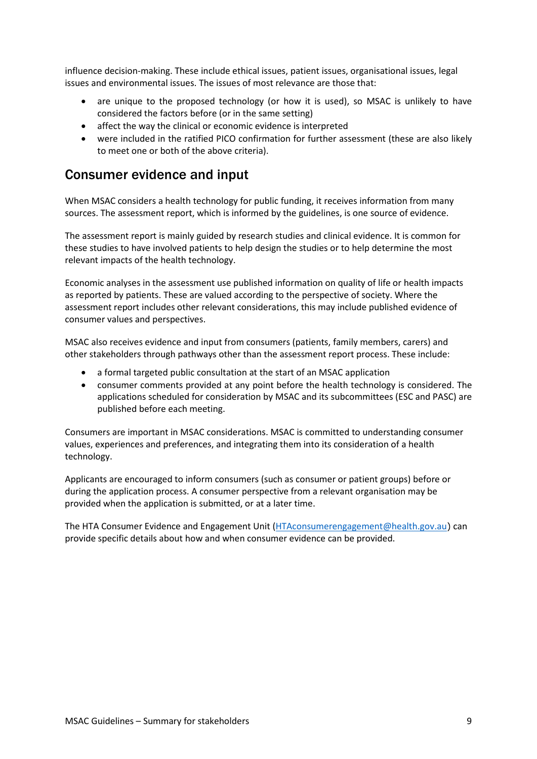influence decision-making. These include ethical issues, patient issues, organisational issues, legal issues and environmental issues. The issues of most relevance are those that:

- are unique to the proposed technology (or how it is used), so MSAC is unlikely to have considered the factors before (or in the same setting)
- affect the way the clinical or economic evidence is interpreted
- were included in the ratified PICO confirmation for further assessment (these are also likely to meet one or both of the above criteria).

## Consumer evidence and input

When MSAC considers a health technology for public funding, it receives information from many sources. The assessment report, which is informed by the guidelines, is one source of evidence.

The assessment report is mainly guided by research studies and clinical evidence. It is common for these studies to have involved patients to help design the studies or to help determine the most relevant impacts of the health technology.

Economic analyses in the assessment use published information on quality of life or health impacts as reported by patients. These are valued according to the perspective of society. Where the assessment report includes other relevant considerations, this may include published evidence of consumer values and perspectives.

MSAC also receives evidence and input from consumers (patients, family members, carers) and other stakeholders through pathways other than the assessment report process. These include:

- a formal targeted public consultation at the start of an MSAC application
- consumer comments provided at any point before the health technology is considered. The applications scheduled for consideration by MSAC and its subcommittees (ESC and PASC) are published before each meeting.

Consumers are important in MSAC considerations. MSAC is committed to understanding consumer values, experiences and preferences, and integrating them into its consideration of a health technology.

Applicants are encouraged to inform consumers (such as consumer or patient groups) before or during the application process. A consumer perspective from a relevant organisation may be provided when the application is submitted, or at a later time.

The HTA Consumer Evidence and Engagement Unit (HTAconsumerengagement@health.gov.au) can provide specific details about how and when consumer evidence can be provided.